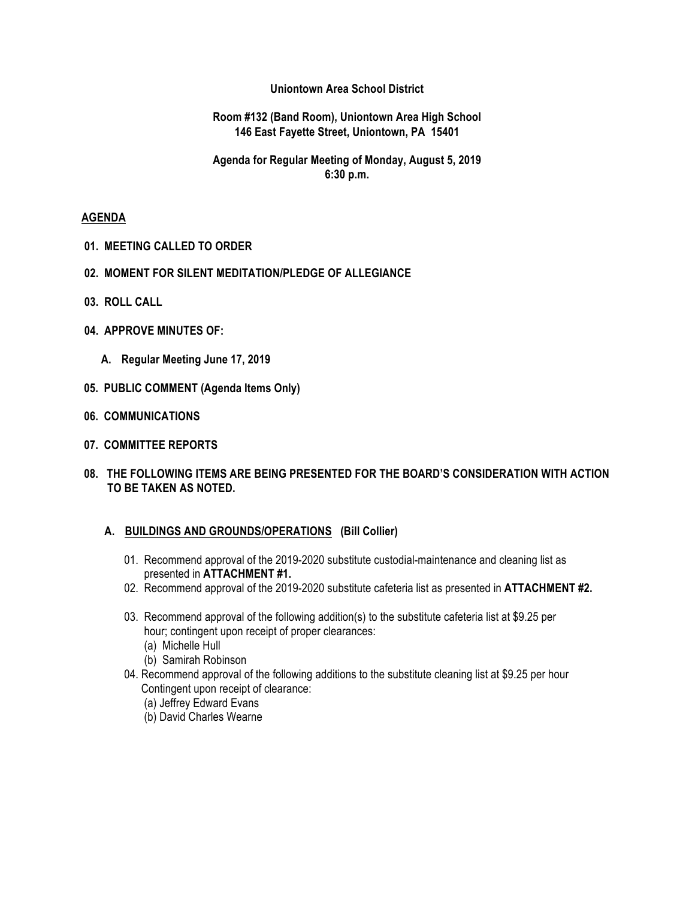**Uniontown Area School District**

**Room #132 (Band Room), Uniontown Area High School**
**146 East Fayette Street, Uniontown, PA 15401**

**Agenda for Regular Meeting of Monday, August 5, 2019**
**6:30 p.m.**

**AGENDA**

**01. MEETING CALLED TO ORDER**

**02. MOMENT FOR SILENT MEDITATION/PLEDGE OF ALLEGIANCE**

**03. ROLL CALL**

**04. APPROVE MINUTES OF:**

**A. Regular Meeting June 17, 2019**

**05. PUBLIC COMMENT (Agenda Items Only)**

**06. COMMUNICATIONS**

**07. COMMITTEE REPORTS**

**08. THE FOLLOWING ITEMS ARE BEING PRESENTED FOR THE BOARD'S CONSIDERATION WITH ACTION TO BE TAKEN AS NOTED.**

**A. BUILDINGS AND GROUNDS/OPERATIONS (Bill Collier)**

01. Recommend approval of the 2019-2020 substitute custodial-maintenance and cleaning list as presented in **ATTACHMENT #1.**
02. Recommend approval of the 2019-2020 substitute cafeteria list as presented in **ATTACHMENT #2.**

03. Recommend approval of the following addition(s) to the substitute cafeteria list at $9.25 per hour; contingent upon receipt of proper clearances:
    (a) Michelle Hull
    (b) Samirah Robinson
04. Recommend approval of the following additions to the substitute cleaning list at $9.25 per hour Contingent upon receipt of clearance:
    (a) Jeffrey Edward Evans
    (b) David Charles Wearne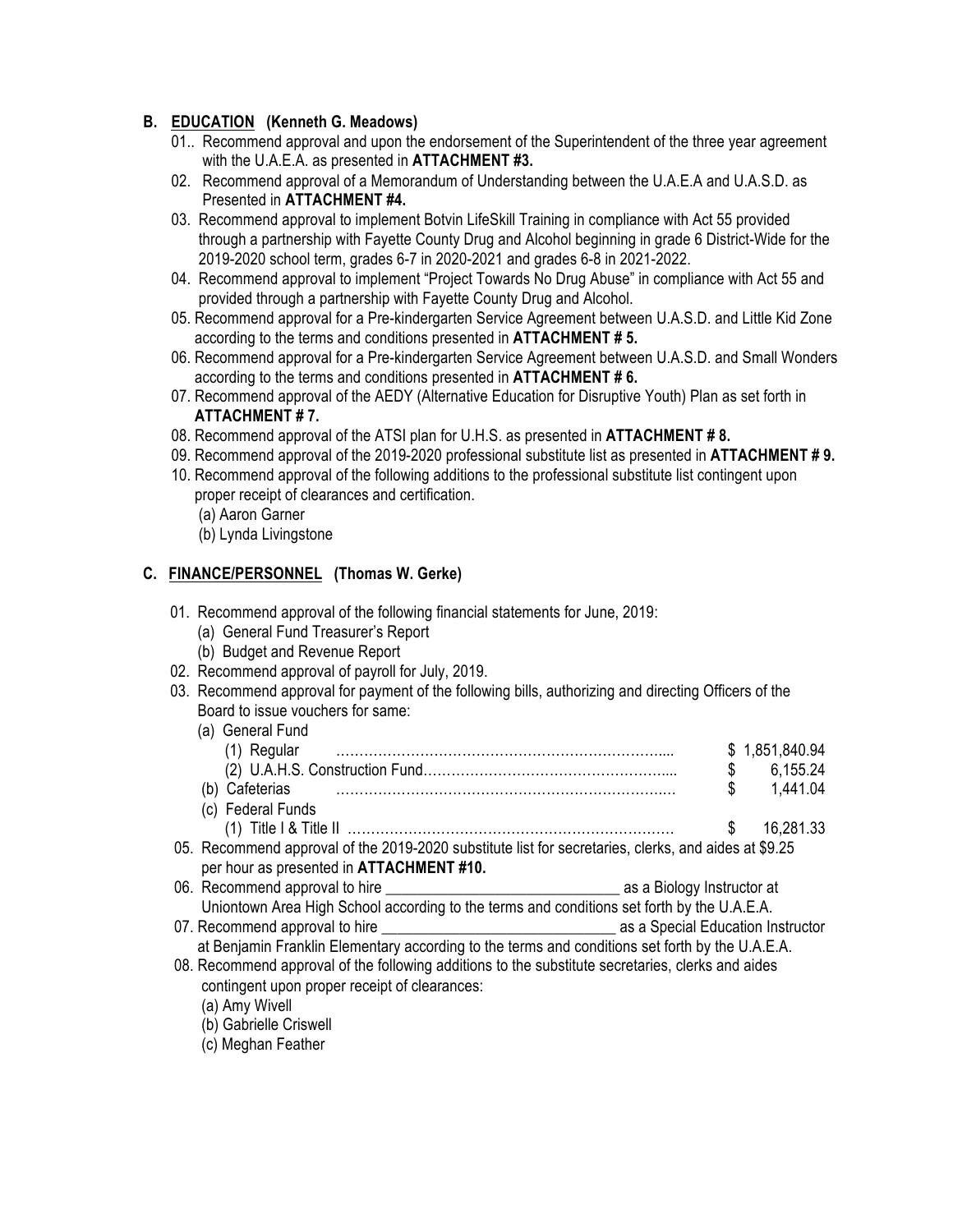## B. EDUCATION (Kenneth G. Meadows)

01.. Recommend approval and upon the endorsement of the Superintendent of the three year agreement with the U.A.E.A. as presented in **ATTACHMENT #3.**

02. Recommend approval of a Memorandum of Understanding between the U.A.E.A and U.A.S.D. as Presented in **ATTACHMENT #4.**

03. Recommend approval to implement Botvin LifeSkill Training in compliance with Act 55 provided through a partnership with Fayette County Drug and Alcohol beginning in grade 6 District-Wide for the 2019-2020 school term, grades 6-7 in 2020-2021 and grades 6-8 in 2021-2022.

04. Recommend approval to implement "Project Towards No Drug Abuse" in compliance with Act 55 and provided through a partnership with Fayette County Drug and Alcohol.

05. Recommend approval for a Pre-kindergarten Service Agreement between U.A.S.D. and Little Kid Zone according to the terms and conditions presented in **ATTACHMENT # 5.**

06. Recommend approval for a Pre-kindergarten Service Agreement between U.A.S.D. and Small Wonders according to the terms and conditions presented in **ATTACHMENT # 6.**

07. Recommend approval of the AEDY (Alternative Education for Disruptive Youth) Plan as set forth in **ATTACHMENT # 7.**

08. Recommend approval of the ATSI plan for U.H.S. as presented in **ATTACHMENT # 8.**

09. Recommend approval of the 2019-2020 professional substitute list as presented in **ATTACHMENT # 9.**

10. Recommend approval of the following additions to the professional substitute list contingent upon proper receipt of clearances and certification.
   - (a) Aaron Garner
   - (b) Lynda Livingstone

## C. FINANCE/PERSONNEL (Thomas W. Gerke)

01. Recommend approval of the following financial statements for June, 2019:
   - (a) General Fund Treasurer's Report
   - (b) Budget and Revenue Report

02. Recommend approval of payroll for July, 2019.

03. Recommend approval for payment of the following bills, authorizing and directing Officers of the Board to issue vouchers for same:

| | |
|---|---|
| (a) General Fund | |
| (1) Regular | $ 1,851,840.94 |
| (2) U.A.H.S. Construction Fund | $ 6,155.24 |
| (b) Cafeterias | $ 1,441.04 |
| (c) Federal Funds | |
| (1) Title I & Title II | $ 16,281.33 |

05. Recommend approval of the 2019-2020 substitute list for secretaries, clerks, and aides at $9.25 per hour as presented in **ATTACHMENT #10.**

06. Recommend approval to hire ______________________________ as a Biology Instructor at Uniontown Area High School according to the terms and conditions set forth by the U.A.E.A.

07. Recommend approval to hire ______________________________ as a Special Education Instructor at Benjamin Franklin Elementary according to the terms and conditions set forth by the U.A.E.A.

08. Recommend approval of the following additions to the substitute secretaries, clerks and aides contingent upon proper receipt of clearances:
   - (a) Amy Wivell
   - (b) Gabrielle Criswell
   - (c) Meghan Feather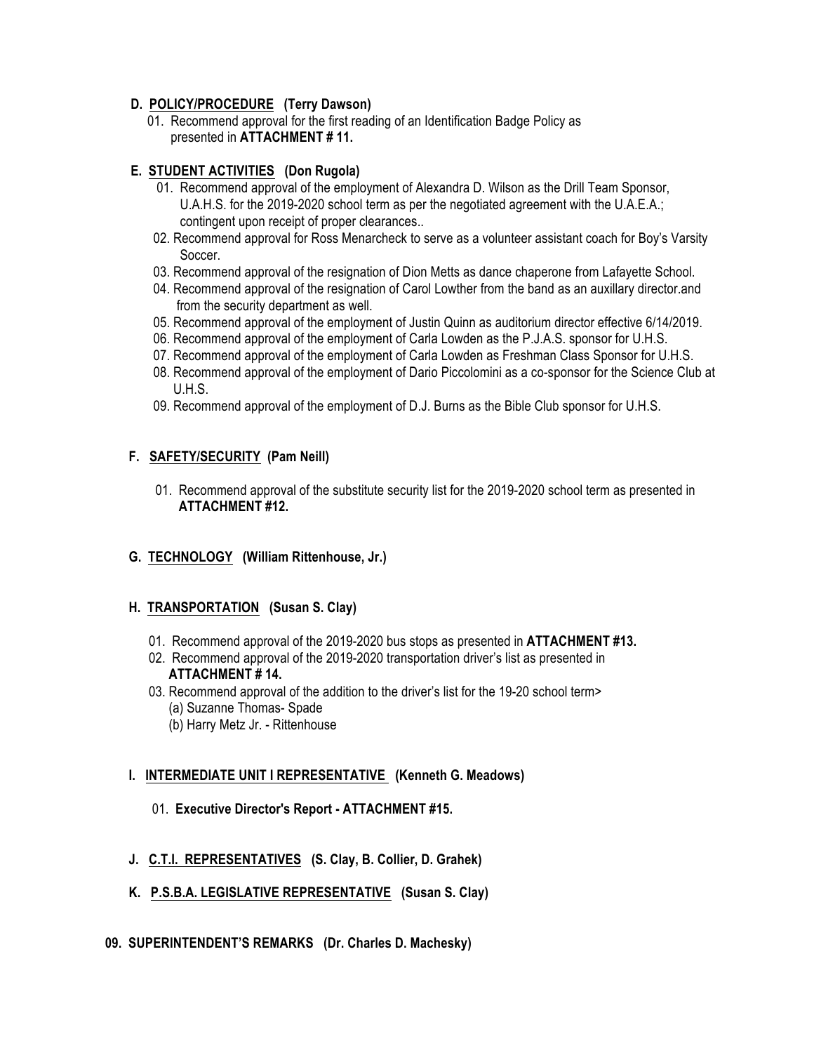**D. <u>POLICY/PROCEDURE</u> (Terry Dawson)**

01. Recommend approval for the first reading of an Identification Badge Policy as presented in **ATTACHMENT # 11.**

**E. <u>STUDENT ACTIVITIES</u> (Don Rugola)**

01. Recommend approval of the employment of Alexandra D. Wilson as the Drill Team Sponsor, U.A.H.S. for the 2019-2020 school term as per the negotiated agreement with the U.A.E.A.; contingent upon receipt of proper clearances..
02. Recommend approval for Ross Menarcheck to serve as a volunteer assistant coach for Boy's Varsity Soccer.
03. Recommend approval of the resignation of Dion Metts as dance chaperone from Lafayette School.
04. Recommend approval of the resignation of Carol Lowther from the band as an auxillary director.and from the security department as well.
05. Recommend approval of the employment of Justin Quinn as auditorium director effective 6/14/2019.
06. Recommend approval of the employment of Carla Lowden as the P.J.A.S. sponsor for U.H.S.
07. Recommend approval of the employment of Carla Lowden as Freshman Class Sponsor for U.H.S.
08. Recommend approval of the employment of Dario Piccolomini as a co-sponsor for the Science Club at U.H.S.
09. Recommend approval of the employment of D.J. Burns as the Bible Club sponsor for U.H.S.

**F. <u>SAFETY/SECURITY</u> (Pam Neill)**

01. Recommend approval of the substitute security list for the 2019-2020 school term as presented in **ATTACHMENT #12.**

**G. <u>TECHNOLOGY</u> (William Rittenhouse, Jr.)**

**H. <u>TRANSPORTATION</u> (Susan S. Clay)**

01. Recommend approval of the 2019-2020 bus stops as presented in **ATTACHMENT #13.**
02. Recommend approval of the 2019-2020 transportation driver's list as presented in **ATTACHMENT # 14.**
03. Recommend approval of the addition to the driver's list for the 19-20 school term>
    (a) Suzanne Thomas- Spade
    (b) Harry Metz Jr. - Rittenhouse

**I. <u>INTERMEDIATE UNIT I REPRESENTATIVE</u> (Kenneth G. Meadows)**

01. **Executive Director's Report - ATTACHMENT #15.**

**J. <u>C.T.I. REPRESENTATIVES</u> (S. Clay, B. Collier, D. Grahek)**

**K. <u>P.S.B.A. LEGISLATIVE REPRESENTATIVE</u> (Susan S. Clay)**

**09. SUPERINTENDENT'S REMARKS (Dr. Charles D. Machesky)**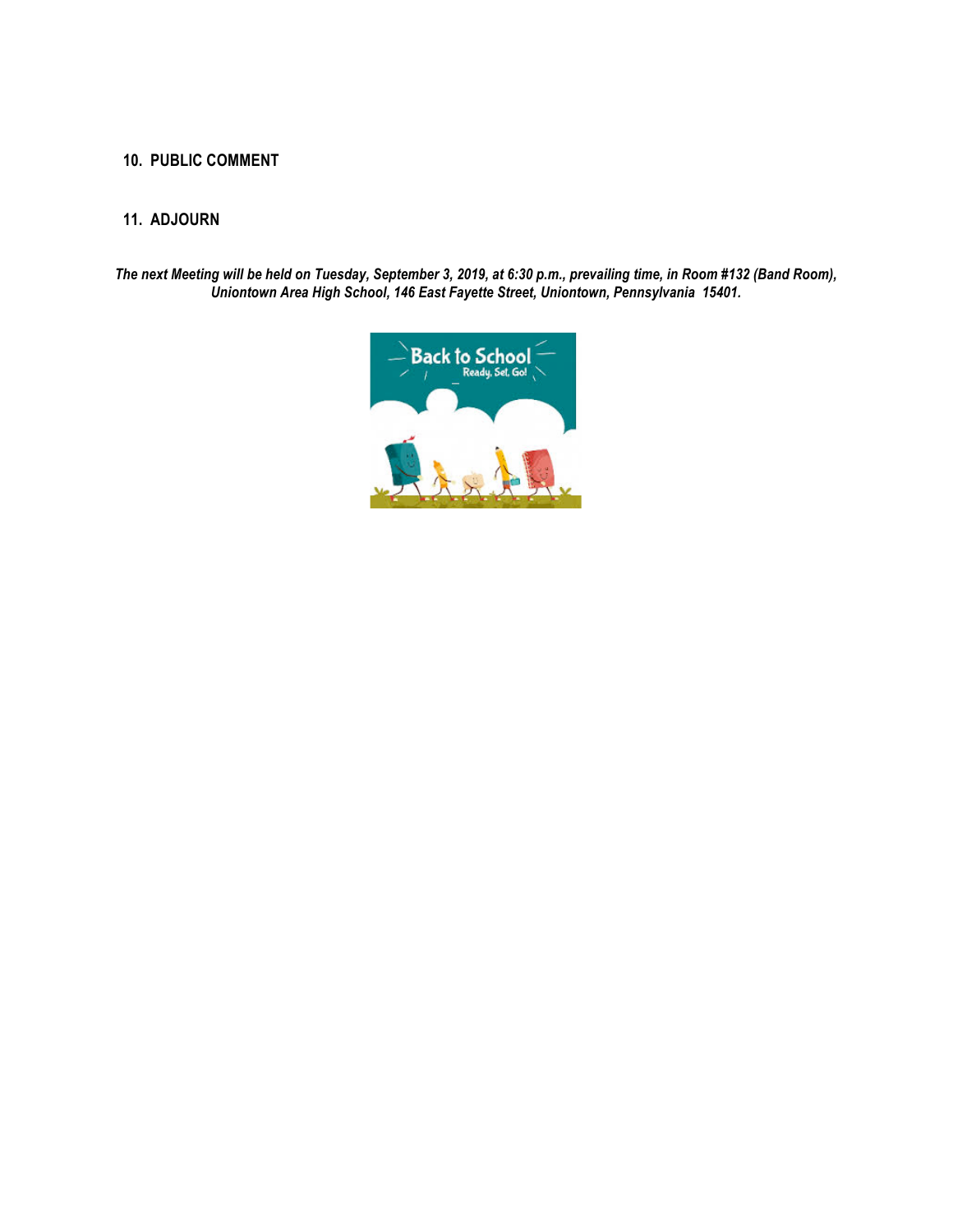**10. PUBLIC COMMENT**

**11. ADJOURN**

***The next Meeting will be held on Tuesday, September 3, 2019, at 6:30 p.m., prevailing time, in Room #132 (Band Room), Uniontown Area High School, 146 East Fayette Street, Uniontown, Pennsylvania 15401.***